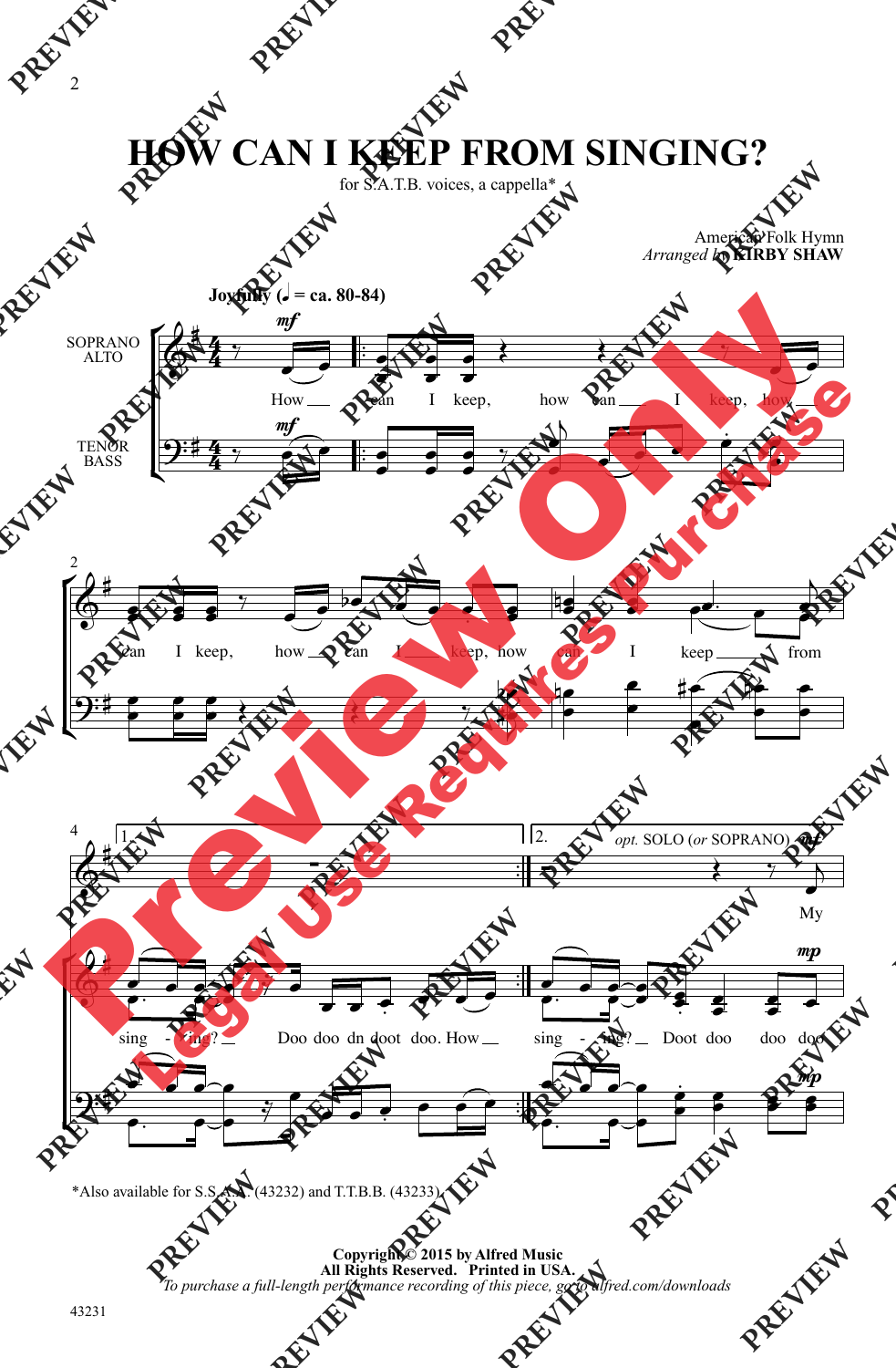# HOW CAN I KEEP FROM SINGING?

for S.A.T.B. voices, a cappella*

American Folk Hymn
*Arranged by* **KIRBY SHAW**

**Joyfully (♩ = ca. 80-84)**

SOPRANO ALTO

TENOR BASS

How can I keep, how can I keep, how can I keep, how can I keep, how can I keep from sing - ing? Doo doo dn doot doo. How sing - ing? Doot doo doo doo

*opt.* SOLO (*or* SOPRANO) My

*Also available for S.S.A.A. (43232) and T.T.B.B. (43233)

**Copyright © 2015 by Alfred Music**
**All Rights Reserved. Printed in USA.**
*To purchase a full-length performance recording of this piece, go to alfred.com/downloads*

43231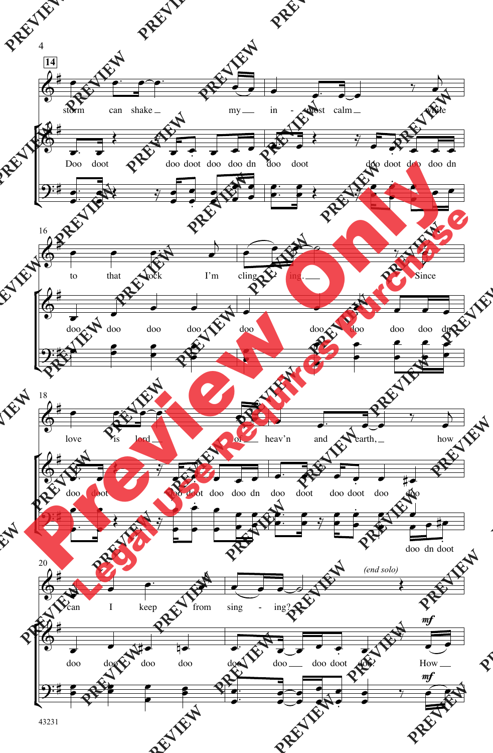**14**

storm can shake my in - most calm while

Doo doot doo doot doo doo dn doo doot doo doot doo doo dn

16

to that rock I'm cling - ing. Since

doo doo doo doo doo doo doo doo doo dn

18

love is lord of heav'n and earth, how

doo doot doo doot doo doo dn doo doot doo doot doo doo

doo dn doot

20

can I keep from sing - ing? *(end solo)*

doo doo doo doo doo doo doo doot doo. *mf* How

*mf*

43231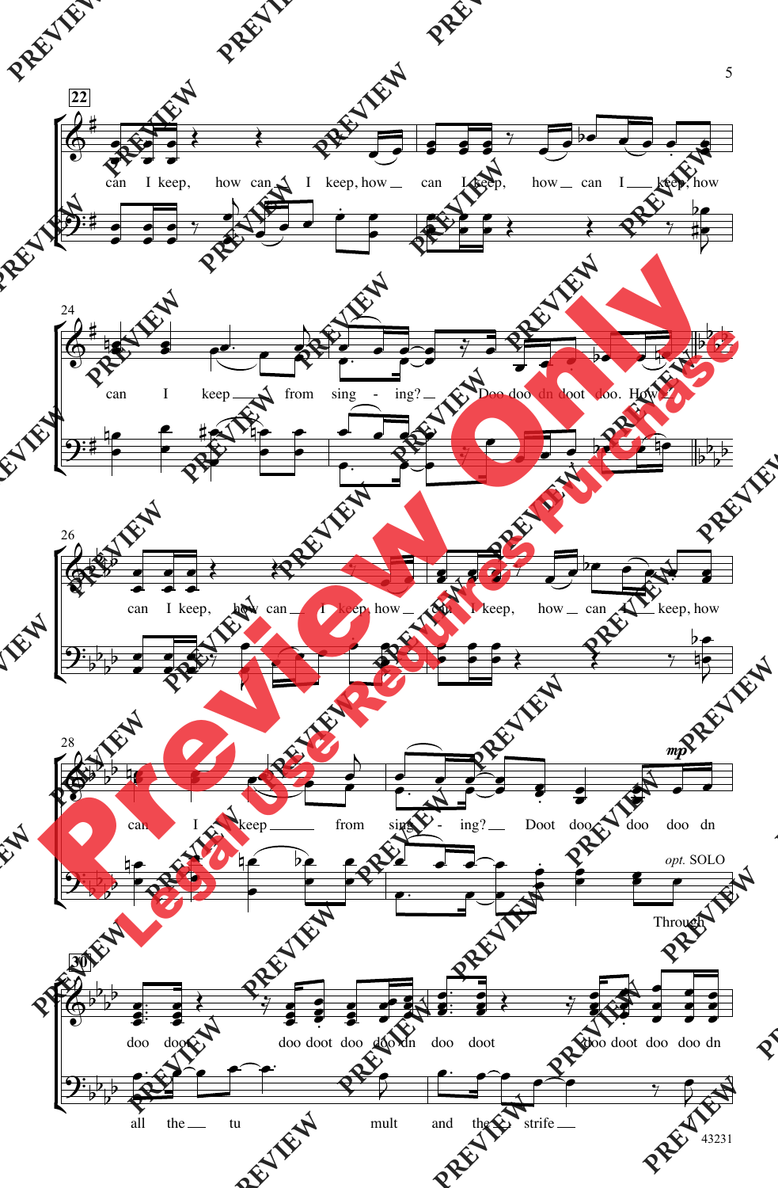22

can I keep, how can I keep, how can I keep, how can I keep, how

24

can I keep from sing - ing? Doo doo dn doot doo. How

26

can I keep, how can I keep, how can I keep, how can I keep, how

28

can I keep from sing - ing? Doot doo doo doo dn

*mp*

*opt.* SOLO

Through

30

doo doo doo doot doo doo dn doo doot doo doot doo doo dn

all the tu mult and the strife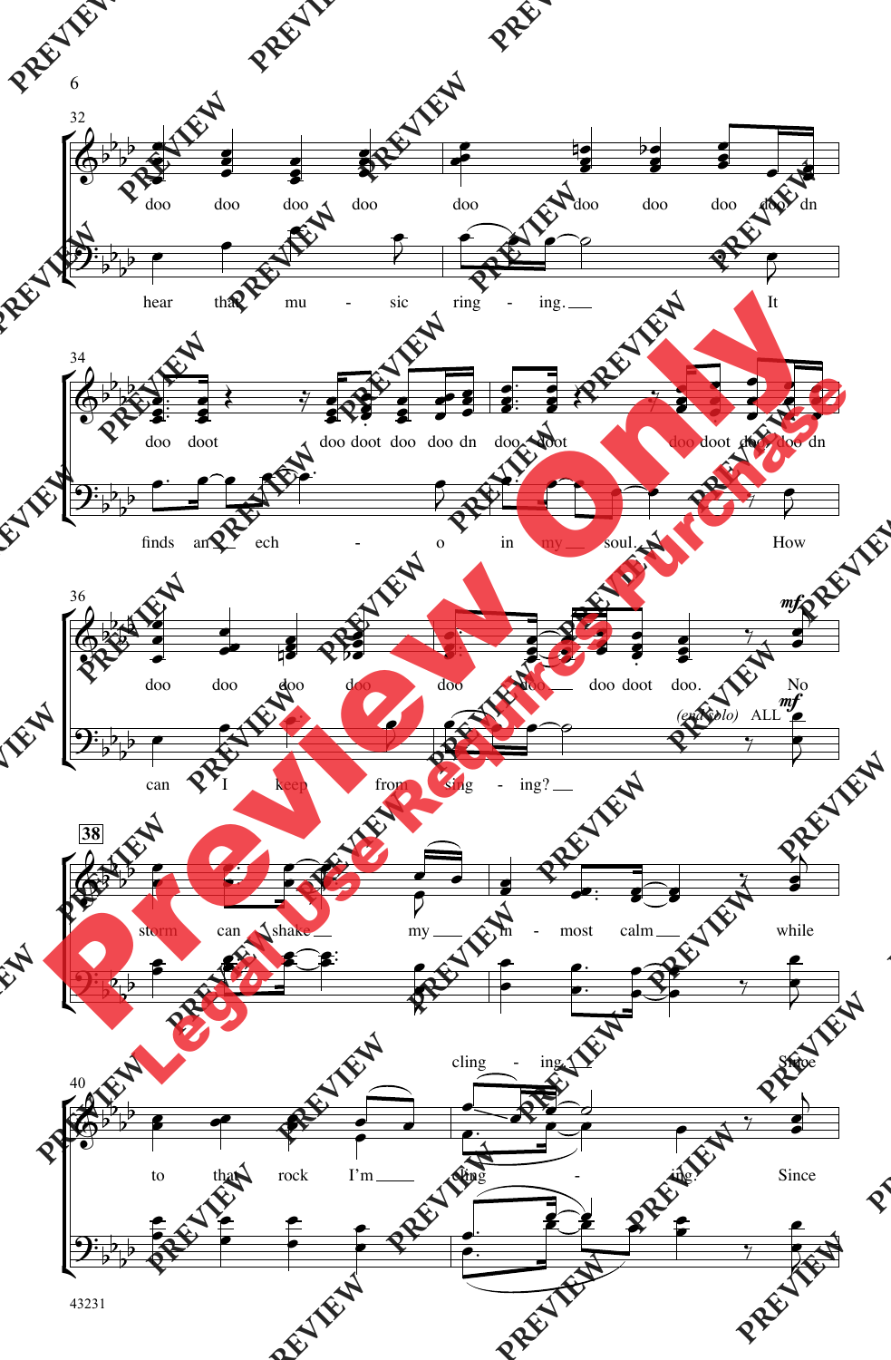32

doo doo doo doo doo doo doo doo doo dn

hear that mu - sic ring - ing. It

34

doo doot doo doot doo doo dn doo doot doo doot doo doo dn

finds an ech - o in my soul. How

36

doo doo doo doo doo doo doo doot doo. No

can I keep from sing - ing?

*(end solo)* ALL *mf*

38

storm can shake my in - most calm while

cling - ing Since

40

to that rock I'm cling - ing. Since

43231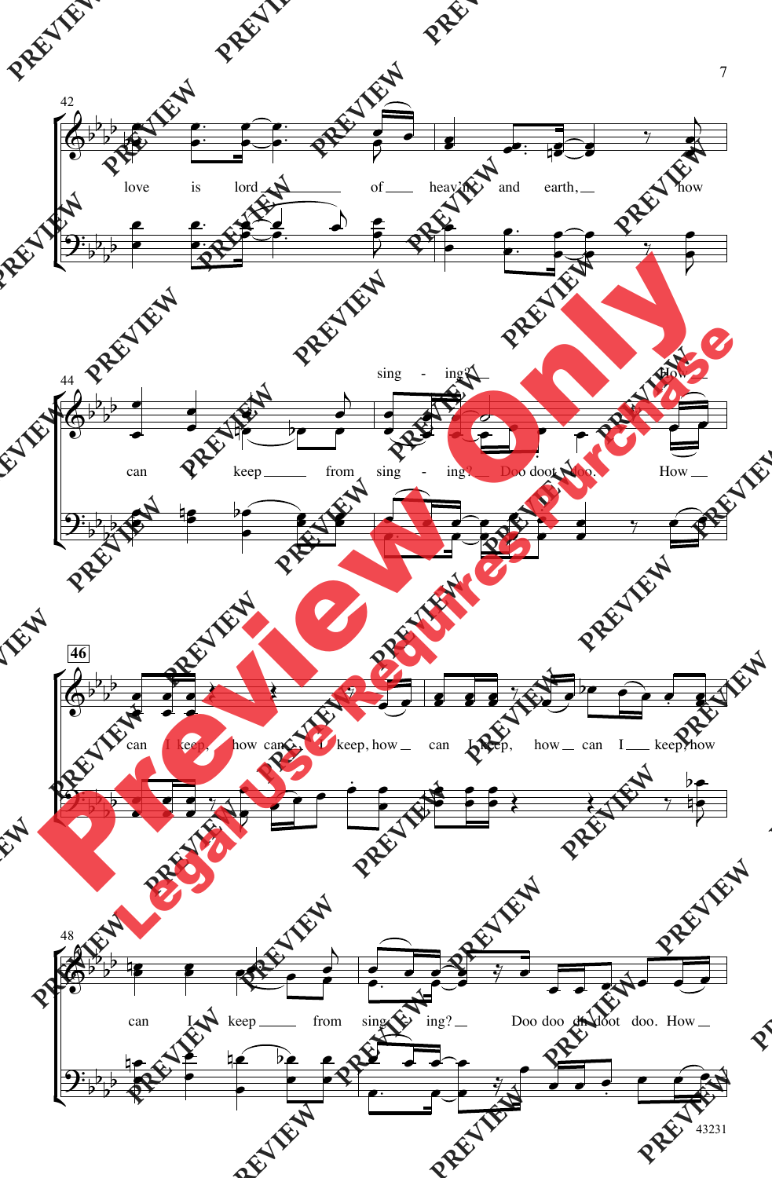42

love is lord ___ of ___ heav'n and earth, ___ how

44

sing - ing? ___ How ___

can keep ___ from sing - ing? ___ Doo doot doo. How ___

46

can I keep, how can ___ I keep, how ___ can I keep, how ___ can I ___ keep, how

48

can I keep ___ from sing - ing? ___ Doo doo di doot doo. How ___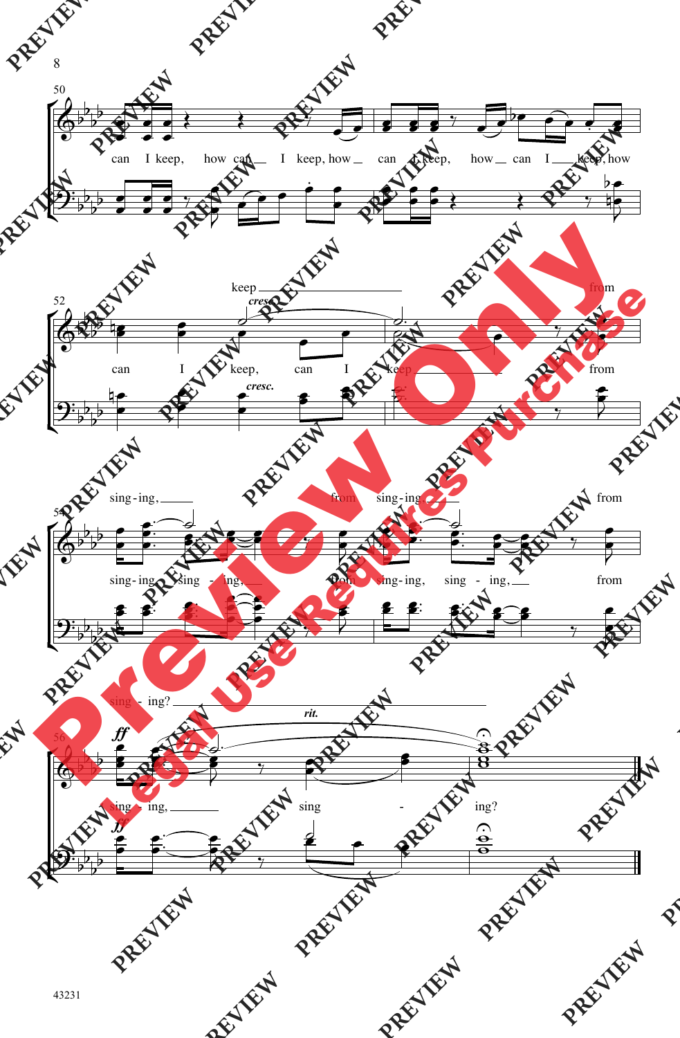50

can I keep, how can I keep, how can I keep, how can I keep, how

52

keep from

cresc.

can I keep, can I keep from

cresc.

54

sing-ing, from sing-ing, from

sing-ing, sing-ing, from sing-ing, sing-ing, from

56

sing-ing?

*ff*

*rit.*

sing-ing, sing ing?

*ff*